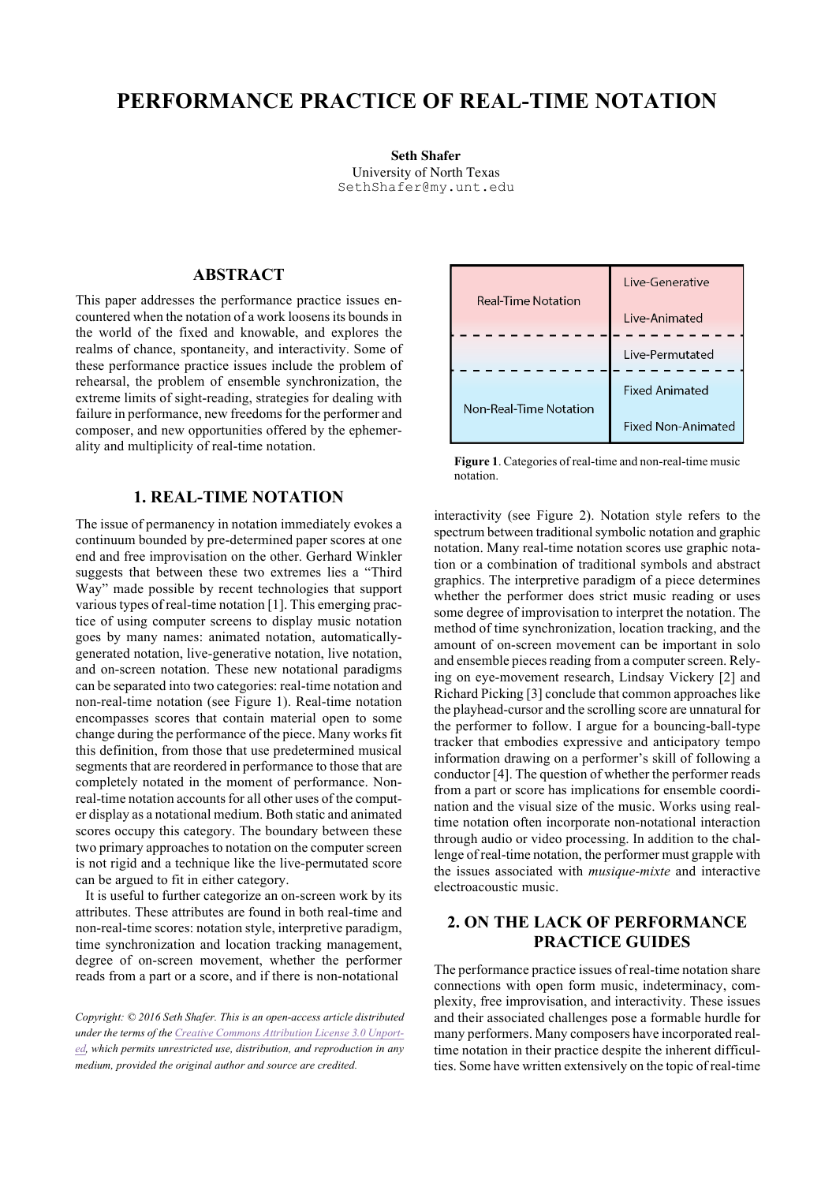# PERFORMANCE PRACTICE OF REAL-TIME NOTATION

**Seth Shafer**
University of North Texas
SethShafer@my.unt.edu

## ABSTRACT

This paper addresses the performance practice issues encountered when the notation of a work loosens its bounds in the world of the fixed and knowable, and explores the realms of chance, spontaneity, and interactivity. Some of these performance practice issues include the problem of rehearsal, the problem of ensemble synchronization, the extreme limits of sight-reading, strategies for dealing with failure in performance, new freedoms for the performer and composer, and new opportunities offered by the ephemerality and multiplicity of real-time notation.

## 1. REAL-TIME NOTATION

The issue of permanency in notation immediately evokes a continuum bounded by pre-determined paper scores at one end and free improvisation on the other. Gerhard Winkler suggests that between these two extremes lies a "Third Way" made possible by recent technologies that support various types of real-time notation [1]. This emerging practice of using computer screens to display music notation goes by many names: animated notation, automatically-generated notation, live-generative notation, live notation, and on-screen notation. These new notational paradigms can be separated into two categories: real-time notation and non-real-time notation (see Figure 1). Real-time notation encompasses scores that contain material open to some change during the performance of the piece. Many works fit this definition, from those that use predetermined musical segments that are reordered in performance to those that are completely notated in the moment of performance. Non-real-time notation accounts for all other uses of the computer display as a notational medium. Both static and animated scores occupy this category. The boundary between these two primary approaches to notation on the computer screen is not rigid and a technique like the live-permutated score can be argued to fit in either category.

| | |
|---|---|
| Real-Time Notation | Live-Generative |
| | Live-Animated |
| | Live-Permutated |
| Non-Real-Time Notation | Fixed Animated |
| | Fixed Non-Animated |

**Figure 1**. Categories of real-time and non-real-time music notation.

It is useful to further categorize an on-screen work by its attributes. These attributes are found in both real-time and non-real-time scores: notation style, interpretive paradigm, time synchronization and location tracking management, degree of on-screen movement, whether the performer reads from a part or a score, and if there is non-notational interactivity (see Figure 2). Notation style refers to the spectrum between traditional symbolic notation and graphic notation. Many real-time notation scores use graphic notation or a combination of traditional symbols and abstract graphics. The interpretive paradigm of a piece determines whether the performer does strict music reading or uses some degree of improvisation to interpret the notation. The method of time synchronization, location tracking, and the amount of on-screen movement can be important in solo and ensemble pieces reading from a computer screen. Relying on eye-movement research, Lindsay Vickery [2] and Richard Picking [3] conclude that common approaches like the playhead-cursor and the scrolling score are unnatural for the performer to follow. I argue for a bouncing-ball-type tracker that embodies expressive and anticipatory tempo information drawing on a performer's skill of following a conductor [4]. The question of whether the performer reads from a part or score has implications for ensemble coordination and the visual size of the music. Works using real-time notation often incorporate non-notational interaction through audio or video processing. In addition to the challenge of real-time notation, the performer must grapple with the issues associated with *musique-mixte* and interactive electroacoustic music.

## 2. ON THE LACK OF PERFORMANCE PRACTICE GUIDES

The performance practice issues of real-time notation share connections with open form music, indeterminacy, complexity, free improvisation, and interactivity. These issues and their associated challenges pose a formable hurdle for many performers. Many composers have incorporated real-time notation in their practice despite the inherent difficulties. Some have written extensively on the topic of real-time

*Copyright: © 2016 Seth Shafer. This is an open-access article distributed under the terms of the Creative Commons Attribution License 3.0 Unported, which permits unrestricted use, distribution, and reproduction in any medium, provided the original author and source are credited.*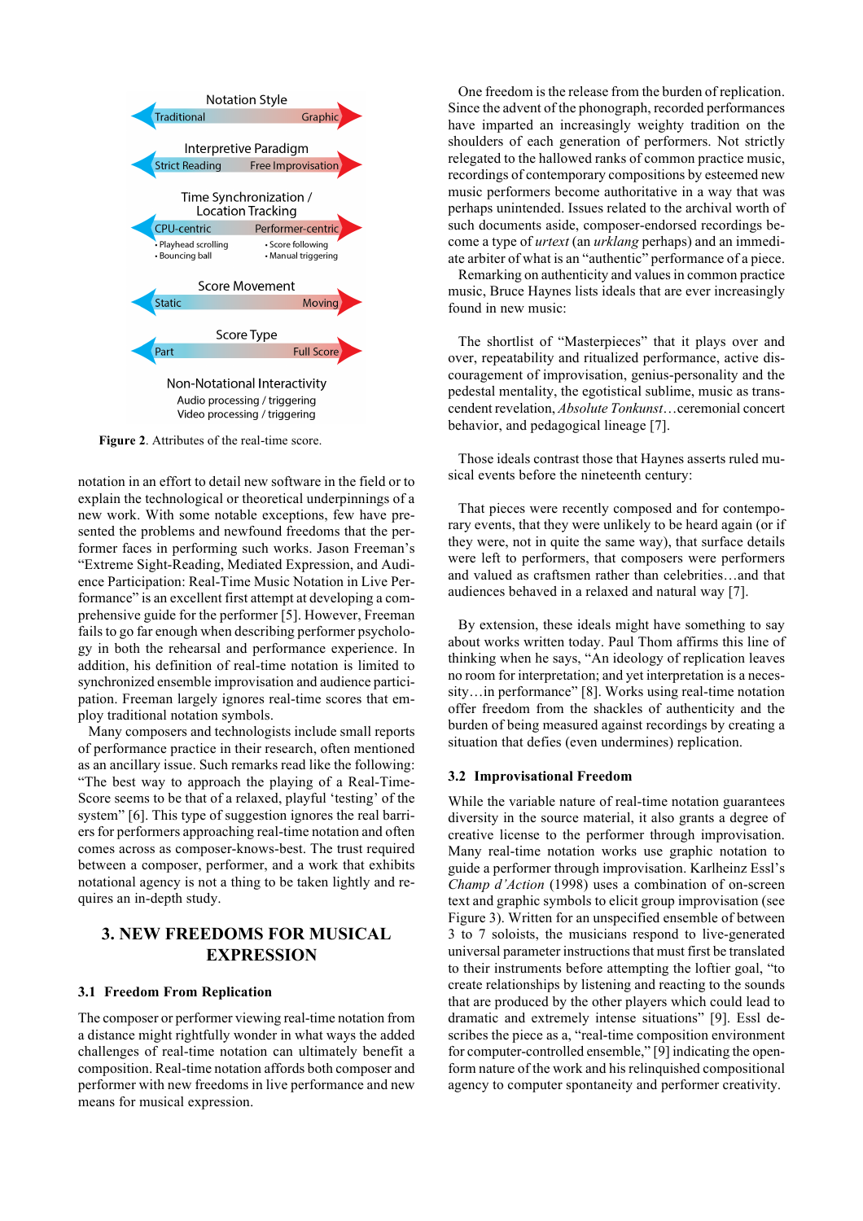Notation Style

Traditional — Graphic

Interpretive Paradigm

Strict Reading — Free Improvisation

Time Synchronization / Location Tracking

CPU-centric — Performer-centric

- Playhead scrolling
- Bouncing ball
- Score following
- Manual triggering

Score Movement

Static — Moving

Score Type

Part — Full Score

Non-Notational Interactivity

Audio processing / triggering

Video processing / triggering

**Figure 2**. Attributes of the real-time score.

notation in an effort to detail new software in the field or to explain the technological or theoretical underpinnings of a new work. With some notable exceptions, few have presented the problems and newfound freedoms that the performer faces in performing such works. Jason Freeman's "Extreme Sight-Reading, Mediated Expression, and Audience Participation: Real-Time Music Notation in Live Performance" is an excellent first attempt at developing a comprehensive guide for the performer [5]. However, Freeman fails to go far enough when describing performer psychology in both the rehearsal and performance experience. In addition, his definition of real-time notation is limited to synchronized ensemble improvisation and audience participation. Freeman largely ignores real-time scores that employ traditional notation symbols.

Many composers and technologists include small reports of performance practice in their research, often mentioned as an ancillary issue. Such remarks read like the following: "The best way to approach the playing of a Real-Time-Score seems to be that of a relaxed, playful 'testing' of the system" [6]. This type of suggestion ignores the real barriers for performers approaching real-time notation and often comes across as composer-knows-best. The trust required between a composer, performer, and a work that exhibits notational agency is not a thing to be taken lightly and requires an in-depth study.

# 3. NEW FREEDOMS FOR MUSICAL EXPRESSION

## 3.1 Freedom From Replication

The composer or performer viewing real-time notation from a distance might rightfully wonder in what ways the added challenges of real-time notation can ultimately benefit a composition. Real-time notation affords both composer and performer with new freedoms in live performance and new means for musical expression.

One freedom is the release from the burden of replication. Since the advent of the phonograph, recorded performances have imparted an increasingly weighty tradition on the shoulders of each generation of performers. Not strictly relegated to the hallowed ranks of common practice music, recordings of contemporary compositions by esteemed new music performers become authoritative in a way that was perhaps unintended. Issues related to the archival worth of such documents aside, composer-endorsed recordings become a type of *urtext* (an *urklang* perhaps) and an immediate arbiter of what is an "authentic" performance of a piece.

Remarking on authenticity and values in common practice music, Bruce Haynes lists ideals that are ever increasingly found in new music:

> The shortlist of "Masterpieces" that it plays over and over, repeatability and ritualized performance, active discouragement of improvisation, genius-personality and the pedestal mentality, the egotistical sublime, music as transcendent revelation, *Absolute Tonkunst*…ceremonial concert behavior, and pedagogical lineage [7].

Those ideals contrast those that Haynes asserts ruled musical events before the nineteenth century:

> That pieces were recently composed and for contemporary events, that they were unlikely to be heard again (or if they were, not in quite the same way), that surface details were left to performers, that composers were performers and valued as craftsmen rather than celebrities…and that audiences behaved in a relaxed and natural way [7].

By extension, these ideals might have something to say about works written today. Paul Thom affirms this line of thinking when he says, "An ideology of replication leaves no room for interpretation; and yet interpretation is a necessity…in performance" [8]. Works using real-time notation offer freedom from the shackles of authenticity and the burden of being measured against recordings by creating a situation that defies (even undermines) replication.

## 3.2 Improvisational Freedom

While the variable nature of real-time notation guarantees diversity in the source material, it also grants a degree of creative license to the performer through improvisation. Many real-time notation works use graphic notation to guide a performer through improvisation. Karlheinz Essl's *Champ d'Action* (1998) uses a combination of on-screen text and graphic symbols to elicit group improvisation (see Figure 3). Written for an unspecified ensemble of between 3 to 7 soloists, the musicians respond to live-generated universal parameter instructions that must first be translated to their instruments before attempting the loftier goal, "to create relationships by listening and reacting to the sounds that are produced by the other players which could lead to dramatic and extremely intense situations" [9]. Essl describes the piece as a, "real-time composition environment for computer-controlled ensemble," [9] indicating the open-form nature of the work and his relinquished compositional agency to computer spontaneity and performer creativity.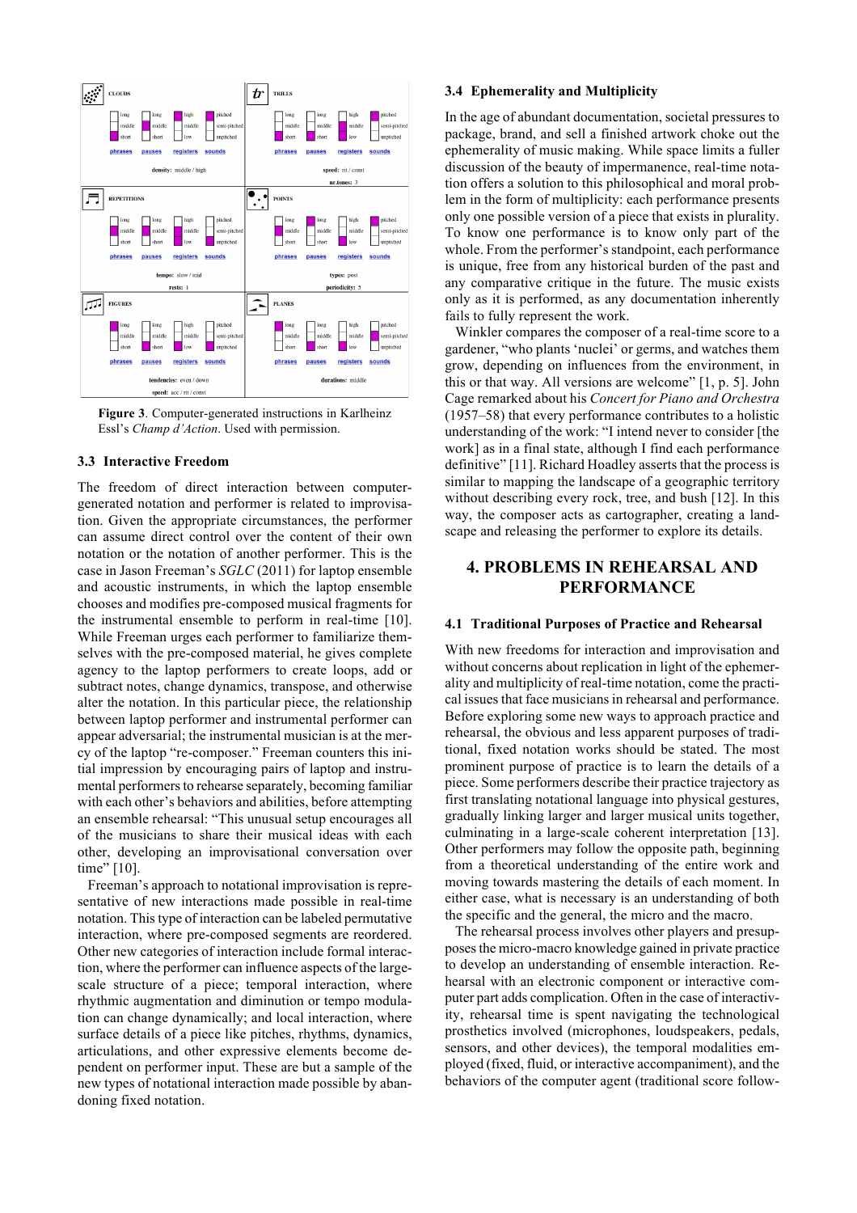**Figure 3**. Computer-generated instructions in Karlheinz Essl's *Champ d'Action*. Used with permission.

### 3.3 Interactive Freedom

The freedom of direct interaction between computer-generated notation and performer is related to improvisation. Given the appropriate circumstances, the performer can assume direct control over the content of their own notation or the notation of another performer. This is the case in Jason Freeman's *SGLC* (2011) for laptop ensemble and acoustic instruments, in which the laptop ensemble chooses and modifies pre-composed musical fragments for the instrumental ensemble to perform in real-time [10]. While Freeman urges each performer to familiarize themselves with the pre-composed material, he gives complete agency to the laptop performers to create loops, add or subtract notes, change dynamics, transpose, and otherwise alter the notation. In this particular piece, the relationship between laptop performer and instrumental performer can appear adversarial; the instrumental musician is at the mercy of the laptop "re-composer." Freeman counters this initial impression by encouraging pairs of laptop and instrumental performers to rehearse separately, becoming familiar with each other's behaviors and abilities, before attempting an ensemble rehearsal: "This unusual setup encourages all of the musicians to share their musical ideas with each other, developing an improvisational conversation over time" [10].

Freeman's approach to notational improvisation is representative of new interactions made possible in real-time notation. This type of interaction can be labeled permutative interaction, where pre-composed segments are reordered. Other new categories of interaction include formal interaction, where the performer can influence aspects of the large-scale structure of a piece; temporal interaction, where rhythmic augmentation and diminution or tempo modulation can change dynamically; and local interaction, where surface details of a piece like pitches, rhythms, dynamics, articulations, and other expressive elements become dependent on performer input. These are but a sample of the new types of notational interaction made possible by abandoning fixed notation.

### 3.4 Ephemerality and Multiplicity

In the age of abundant documentation, societal pressures to package, brand, and sell a finished artwork choke out the ephemerality of music making. While space limits a fuller discussion of the beauty of impermanence, real-time notation offers a solution to this philosophical and moral problem in the form of multiplicity: each performance presents only one possible version of a piece that exists in plurality. To know one performance is to know only part of the whole. From the performer's standpoint, each performance is unique, free from any historical burden of the past and any comparative critique in the future. The music exists only as it is performed, as any documentation inherently fails to fully represent the work.

Winkler compares the composer of a real-time score to a gardener, "who plants 'nuclei' or germs, and watches them grow, depending on influences from the environment, in this or that way. All versions are welcome" [1, p. 5]. John Cage remarked about his *Concert for Piano and Orchestra* (1957–58) that every performance contributes to a holistic understanding of the work: "I intend never to consider [the work] as in a final state, although I find each performance definitive" [11]. Richard Hoadley asserts that the process is similar to mapping the landscape of a geographic territory without describing every rock, tree, and bush [12]. In this way, the composer acts as cartographer, creating a landscape and releasing the performer to explore its details.

## 4. PROBLEMS IN REHEARSAL AND PERFORMANCE

### 4.1 Traditional Purposes of Practice and Rehearsal

With new freedoms for interaction and improvisation and without concerns about replication in light of the ephemerality and multiplicity of real-time notation, come the practical issues that face musicians in rehearsal and performance. Before exploring some new ways to approach practice and rehearsal, the obvious and less apparent purposes of traditional, fixed notation works should be stated. The most prominent purpose of practice is to learn the details of a piece. Some performers describe their practice trajectory as first translating notational language into physical gestures, gradually linking larger and larger musical units together, culminating in a large-scale coherent interpretation [13]. Other performers may follow the opposite path, beginning from a theoretical understanding of the entire work and moving towards mastering the details of each moment. In either case, what is necessary is an understanding of both the specific and the general, the micro and the macro.

The rehearsal process involves other players and presupposes the micro-macro knowledge gained in private practice to develop an understanding of ensemble interaction. Rehearsal with an electronic component or interactive computer part adds complication. Often in the case of interactivity, rehearsal time is spent navigating the technological prosthetics involved (microphones, loudspeakers, pedals, sensors, and other devices), the temporal modalities employed (fixed, fluid, or interactive accompaniment), and the behaviors of the computer agent (traditional score follow-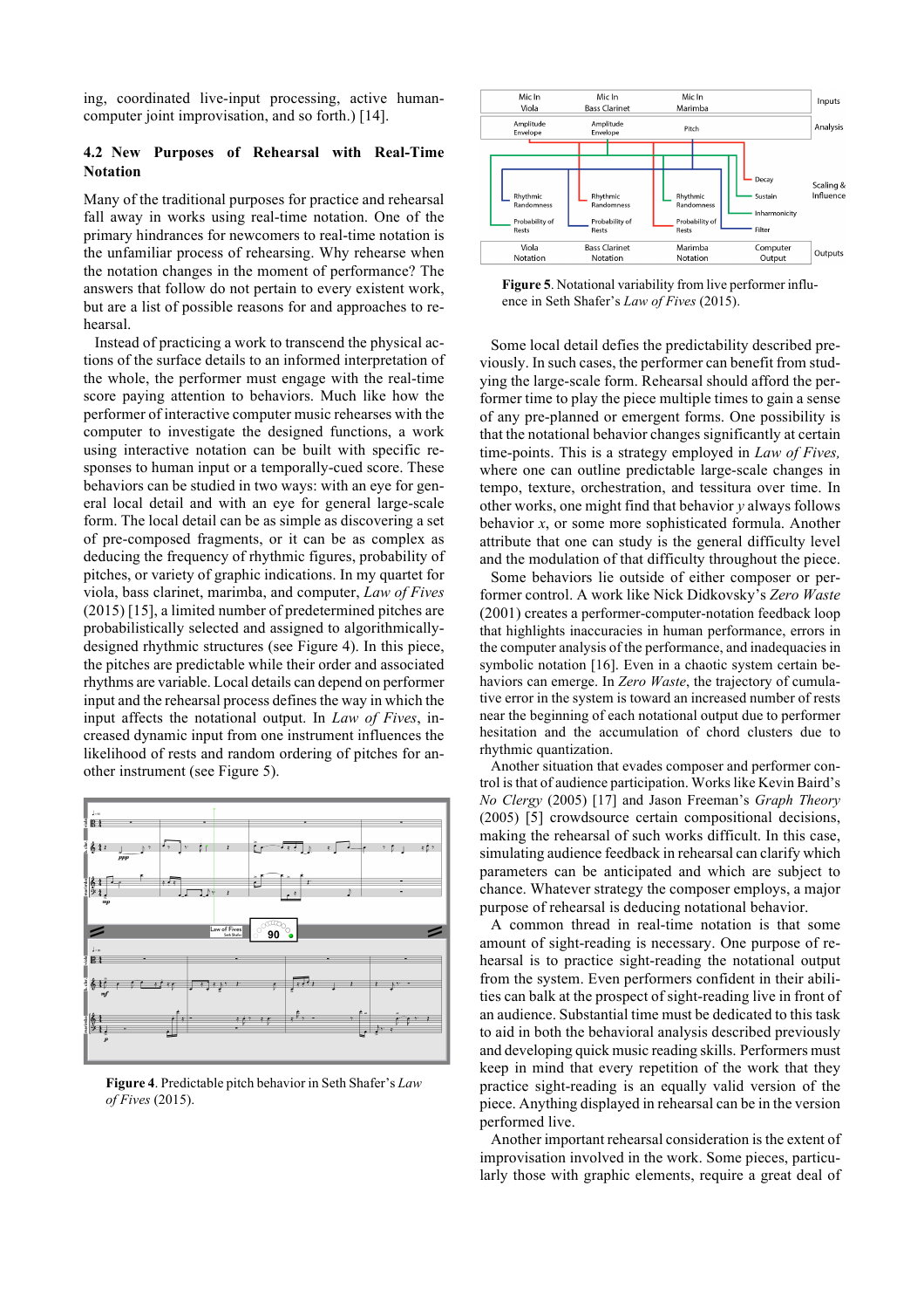ing, coordinated live-input processing, active human-computer joint improvisation, and so forth.) [14].

### 4.2 New Purposes of Rehearsal with Real-Time Notation

Many of the traditional purposes for practice and rehearsal fall away in works using real-time notation. One of the primary hindrances for newcomers to real-time notation is the unfamiliar process of rehearsing. Why rehearse when the notation changes in the moment of performance? The answers that follow do not pertain to every existent work, but are a list of possible reasons for and approaches to rehearsal.

Instead of practicing a work to transcend the physical actions of the surface details to an informed interpretation of the whole, the performer must engage with the real-time score paying attention to behaviors. Much like how the performer of interactive computer music rehearses with the computer to investigate the designed functions, a work using interactive notation can be built with specific responses to human input or a temporally-cued score. These behaviors can be studied in two ways: with an eye for general local detail and with an eye for general large-scale form. The local detail can be as simple as discovering a set of pre-composed fragments, or it can be as complex as deducing the frequency of rhythmic figures, probability of pitches, or variety of graphic indications. In my quartet for viola, bass clarinet, marimba, and computer, *Law of Fives* (2015) [15], a limited number of predetermined pitches are probabilistically selected and assigned to algorithmically-designed rhythmic structures (see Figure 4). In this piece, the pitches are predictable while their order and associated rhythms are variable. Local details can depend on performer input and the rehearsal process defines the way in which the input affects the notational output. In *Law of Fives*, increased dynamic input from one instrument influences the likelihood of rests and random ordering of pitches for another instrument (see Figure 5).

**Figure 4**. Predictable pitch behavior in Seth Shafer's *Law of Fives* (2015).

**Figure 5**. Notational variability from live performer influence in Seth Shafer's *Law of Fives* (2015).

Some local detail defies the predictability described previously. In such cases, the performer can benefit from studying the large-scale form. Rehearsal should afford the performer time to play the piece multiple times to gain a sense of any pre-planned or emergent forms. One possibility is that the notational behavior changes significantly at certain time-points. This is a strategy employed in *Law of Fives,* where one can outline predictable large-scale changes in tempo, texture, orchestration, and tessitura over time. In other works, one might find that behavior *y* always follows behavior *x*, or some more sophisticated formula. Another attribute that one can study is the general difficulty level and the modulation of that difficulty throughout the piece.

Some behaviors lie outside of either composer or performer control. A work like Nick Didkovsky's *Zero Waste* (2001) creates a performer-computer-notation feedback loop that highlights inaccuracies in human performance, errors in the computer analysis of the performance, and inadequacies in symbolic notation [16]. Even in a chaotic system certain behaviors can emerge. In *Zero Waste*, the trajectory of cumulative error in the system is toward an increased number of rests near the beginning of each notational output due to performer hesitation and the accumulation of chord clusters due to rhythmic quantization.

Another situation that evades composer and performer control is that of audience participation. Works like Kevin Baird's *No Clergy* (2005) [17] and Jason Freeman's *Graph Theory* (2005) [5] crowdsource certain compositional decisions, making the rehearsal of such works difficult. In this case, simulating audience feedback in rehearsal can clarify which parameters can be anticipated and which are subject to chance. Whatever strategy the composer employs, a major purpose of rehearsal is deducing notational behavior.

A common thread in real-time notation is that some amount of sight-reading is necessary. One purpose of rehearsal is to practice sight-reading the notational output from the system. Even performers confident in their abilities can balk at the prospect of sight-reading live in front of an audience. Substantial time must be dedicated to this task to aid in both the behavioral analysis described previously and developing quick music reading skills. Performers must keep in mind that every repetition of the work that they practice sight-reading is an equally valid version of the piece. Anything displayed in rehearsal can be in the version performed live.

Another important rehearsal consideration is the extent of improvisation involved in the work. Some pieces, particularly those with graphic elements, require a great deal of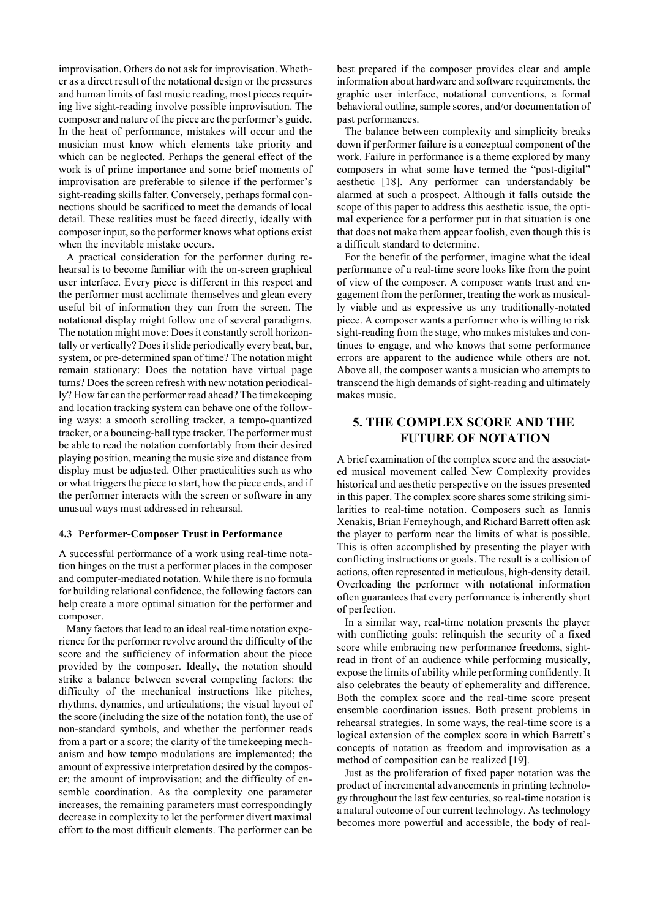improvisation. Others do not ask for improvisation. Whether as a direct result of the notational design or the pressures and human limits of fast music reading, most pieces requiring live sight-reading involve possible improvisation. The composer and nature of the piece are the performer's guide. In the heat of performance, mistakes will occur and the musician must know which elements take priority and which can be neglected. Perhaps the general effect of the work is of prime importance and some brief moments of improvisation are preferable to silence if the performer's sight-reading skills falter. Conversely, perhaps formal connections should be sacrificed to meet the demands of local detail. These realities must be faced directly, ideally with composer input, so the performer knows what options exist when the inevitable mistake occurs.

A practical consideration for the performer during rehearsal is to become familiar with the on-screen graphical user interface. Every piece is different in this respect and the performer must acclimate themselves and glean every useful bit of information they can from the screen. The notational display might follow one of several paradigms. The notation might move: Does it constantly scroll horizontally or vertically? Does it slide periodically every beat, bar, system, or pre-determined span of time? The notation might remain stationary: Does the notation have virtual page turns? Does the screen refresh with new notation periodically? How far can the performer read ahead? The timekeeping and location tracking system can behave one of the following ways: a smooth scrolling tracker, a tempo-quantized tracker, or a bouncing-ball type tracker. The performer must be able to read the notation comfortably from their desired playing position, meaning the music size and distance from display must be adjusted. Other practicalities such as who or what triggers the piece to start, how the piece ends, and if the performer interacts with the screen or software in any unusual ways must addressed in rehearsal.

### 4.3 Performer-Composer Trust in Performance

A successful performance of a work using real-time notation hinges on the trust a performer places in the composer and computer-mediated notation. While there is no formula for building relational confidence, the following factors can help create a more optimal situation for the performer and composer.

Many factors that lead to an ideal real-time notation experience for the performer revolve around the difficulty of the score and the sufficiency of information about the piece provided by the composer. Ideally, the notation should strike a balance between several competing factors: the difficulty of the mechanical instructions like pitches, rhythms, dynamics, and articulations; the visual layout of the score (including the size of the notation font), the use of non-standard symbols, and whether the performer reads from a part or a score; the clarity of the timekeeping mechanism and how tempo modulations are implemented; the amount of expressive interpretation desired by the composer; the amount of improvisation; and the difficulty of ensemble coordination. As the complexity one parameter increases, the remaining parameters must correspondingly decrease in complexity to let the performer divert maximal effort to the most difficult elements. The performer can be best prepared if the composer provides clear and ample information about hardware and software requirements, the graphic user interface, notational conventions, a formal behavioral outline, sample scores, and/or documentation of past performances.

The balance between complexity and simplicity breaks down if performer failure is a conceptual component of the work. Failure in performance is a theme explored by many composers in what some have termed the "post-digital" aesthetic [18]. Any performer can understandably be alarmed at such a prospect. Although it falls outside the scope of this paper to address this aesthetic issue, the optimal experience for a performer put in that situation is one that does not make them appear foolish, even though this is a difficult standard to determine.

For the benefit of the performer, imagine what the ideal performance of a real-time score looks like from the point of view of the composer. A composer wants trust and engagement from the performer, treating the work as musically viable and as expressive as any traditionally-notated piece. A composer wants a performer who is willing to risk sight-reading from the stage, who makes mistakes and continues to engage, and who knows that some performance errors are apparent to the audience while others are not. Above all, the composer wants a musician who attempts to transcend the high demands of sight-reading and ultimately makes music.

## 5. THE COMPLEX SCORE AND THE FUTURE OF NOTATION

A brief examination of the complex score and the associated musical movement called New Complexity provides historical and aesthetic perspective on the issues presented in this paper. The complex score shares some striking similarities to real-time notation. Composers such as Iannis Xenakis, Brian Ferneyhough, and Richard Barrett often ask the player to perform near the limits of what is possible. This is often accomplished by presenting the player with conflicting instructions or goals. The result is a collision of actions, often represented in meticulous, high-density detail. Overloading the performer with notational information often guarantees that every performance is inherently short of perfection.

In a similar way, real-time notation presents the player with conflicting goals: relinquish the security of a fixed score while embracing new performance freedoms, sight-read in front of an audience while performing musically, expose the limits of ability while performing confidently. It also celebrates the beauty of ephemerality and difference. Both the complex score and the real-time score present ensemble coordination issues. Both present problems in rehearsal strategies. In some ways, the real-time score is a logical extension of the complex score in which Barrett's concepts of notation as freedom and improvisation as a method of composition can be realized [19].

Just as the proliferation of fixed paper notation was the product of incremental advancements in printing technology throughout the last few centuries, so real-time notation is a natural outcome of our current technology. As technology becomes more powerful and accessible, the body of real-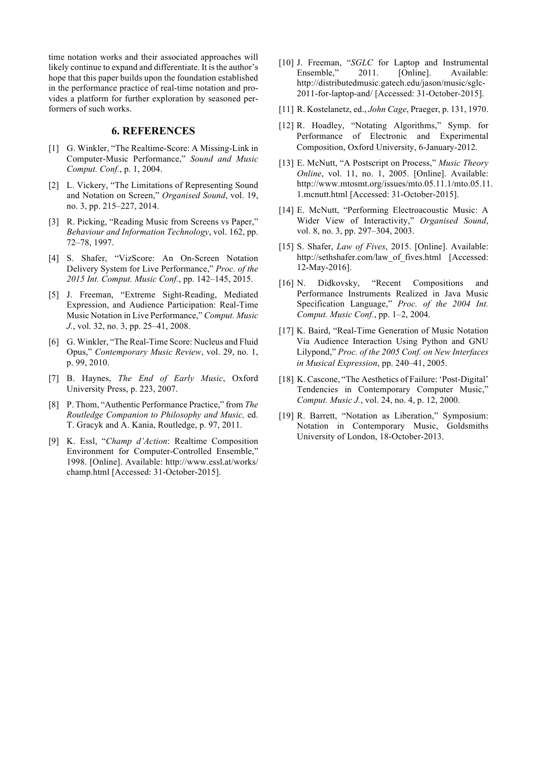time notation works and their associated approaches will likely continue to expand and differentiate. It is the author's hope that this paper builds upon the foundation established in the performance practice of real-time notation and provides a platform for further exploration by seasoned performers of such works.

## 6. REFERENCES

[1] G. Winkler, "The Realtime-Score: A Missing-Link in Computer-Music Performance," *Sound and Music Comput. Conf.*, p. 1, 2004.

[2] L. Vickery, "The Limitations of Representing Sound and Notation on Screen," *Organised Sound*, vol. 19, no. 3, pp. 215–227, 2014.

[3] R. Picking, "Reading Music from Screens vs Paper," *Behaviour and Information Technology*, vol. 162, pp. 72–78, 1997.

[4] S. Shafer, "VizScore: An On-Screen Notation Delivery System for Live Performance," *Proc. of the 2015 Int. Comput. Music Conf.*, pp. 142–145, 2015.

[5] J. Freeman, "Extreme Sight-Reading, Mediated Expression, and Audience Participation: Real-Time Music Notation in Live Performance," *Comput. Music J.*, vol. 32, no. 3, pp. 25–41, 2008.

[6] G. Winkler, "The Real-Time Score: Nucleus and Fluid Opus," *Contemporary Music Review*, vol. 29, no. 1, p. 99, 2010.

[7] B. Haynes, *The End of Early Music*, Oxford University Press, p. 223, 2007.

[8] P. Thom, "Authentic Performance Practice," from *The Routledge Companion to Philosophy and Music,* ed. T. Gracyk and A. Kania, Routledge, p. 97, 2011.

[9] K. Essl, "*Champ d'Action*: Realtime Composition Environment for Computer-Controlled Ensemble," 1998. [Online]. Available: http://www.essl.at/works/champ.html [Accessed: 31-October-2015].

[10] J. Freeman, "*SGLC* for Laptop and Instrumental Ensemble," 2011. [Online]. Available: http://distributedmusic.gatech.edu/jason/music/sglc-2011-for-laptop-and/ [Accessed: 31-October-2015].

[11] R. Kostelanetz, ed., *John Cage*, Praeger, p. 131, 1970.

[12] R. Hoadley, "Notating Algorithms," Symp. for Performance of Electronic and Experimental Composition, Oxford University, 6-January-2012.

[13] E. McNutt, "A Postscript on Process," *Music Theory Online*, vol. 11, no. 1, 2005. [Online]. Available: http://www.mtosmt.org/issues/mto.05.11.1/mto.05.11.1.mcnutt.html [Accessed: 31-October-2015].

[14] E. McNutt, "Performing Electroacoustic Music: A Wider View of Interactivity," *Organised Sound*, vol. 8, no. 3, pp. 297–304, 2003.

[15] S. Shafer, *Law of Fives*, 2015. [Online]. Available: http://sethshafer.com/law_of_fives.html [Accessed: 12-May-2016].

[16] N. Didkovsky, "Recent Compositions and Performance Instruments Realized in Java Music Specification Language," *Proc. of the 2004 Int. Comput. Music Conf.*, pp. 1–2, 2004.

[17] K. Baird, "Real-Time Generation of Music Notation Via Audience Interaction Using Python and GNU Lilypond," *Proc. of the 2005 Conf. on New Interfaces in Musical Expression*, pp. 240–41, 2005.

[18] K. Cascone, "The Aesthetics of Failure: 'Post-Digital' Tendencies in Contemporary Computer Music," *Comput. Music J.*, vol. 24, no. 4, p. 12, 2000.

[19] R. Barrett, "Notation as Liberation," Symposium: Notation in Contemporary Music, Goldsmiths University of London, 18-October-2013.